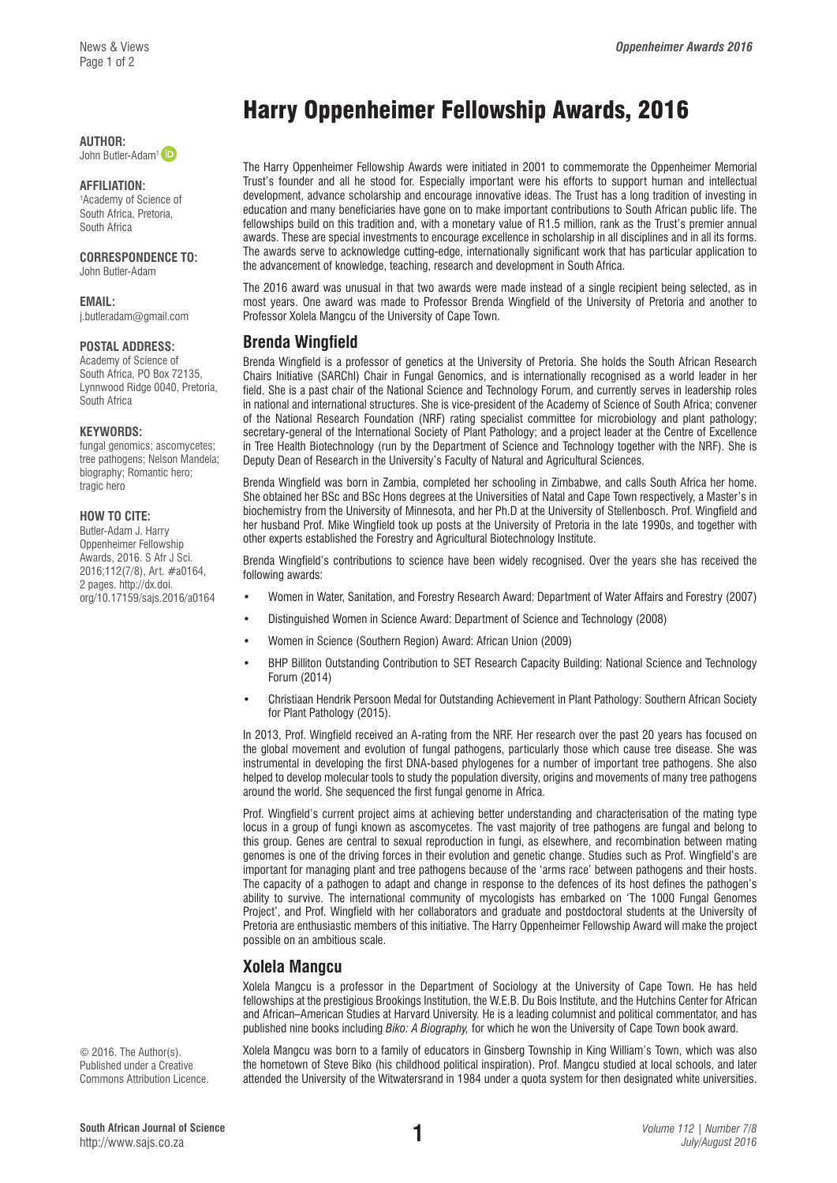# Harry Oppenheimer Fellowship Awards, 2016

**AUTHOR:**
John Butler-Adam[1]

**AFFILIATION:**
[1]Academy of Science of South Africa, Pretoria, South Africa

**CORRESPONDENCE TO:**
John Butler-Adam

**EMAIL:**
j.butleradam@gmail.com

**POSTAL ADDRESS:**
Academy of Science of South Africa, PO Box 72135, Lynnwood Ridge 0040, Pretoria, South Africa

**KEYWORDS:**
fungal genomics; ascomycetes; tree pathogens; Nelson Mandela; biography; Romantic hero; tragic hero

**HOW TO CITE:**
Butler-Adam J. Harry Oppenheimer Fellowship Awards, 2016. S Afr J Sci. 2016;112(7/8), Art. #a0164, 2 pages. http://dx.doi.org/10.17159/sajs.2016/a0164

© 2016. The Author(s). Published under a Creative Commons Attribution Licence.

The Harry Oppenheimer Fellowship Awards were initiated in 2001 to commemorate the Oppenheimer Memorial Trust's founder and all he stood for. Especially important were his efforts to support human and intellectual development, advance scholarship and encourage innovative ideas. The Trust has a long tradition of investing in education and many beneficiaries have gone on to make important contributions to South African public life. The fellowships build on this tradition and, with a monetary value of R1.5 million, rank as the Trust's premier annual awards. These are special investments to encourage excellence in scholarship in all disciplines and in all its forms. The awards serve to acknowledge cutting-edge, internationally significant work that has particular application to the advancement of knowledge, teaching, research and development in South Africa.

The 2016 award was unusual in that two awards were made instead of a single recipient being selected, as in most years. One award was made to Professor Brenda Wingfield of the University of Pretoria and another to Professor Xolela Mangcu of the University of Cape Town.

## Brenda Wingfield

Brenda Wingfield is a professor of genetics at the University of Pretoria. She holds the South African Research Chairs Initiative (SARChI) Chair in Fungal Genomics, and is internationally recognised as a world leader in her field. She is a past chair of the National Science and Technology Forum, and currently serves in leadership roles in national and international structures. She is vice-president of the Academy of Science of South Africa; convener of the National Research Foundation (NRF) rating specialist committee for microbiology and plant pathology; secretary-general of the International Society of Plant Pathology; and a project leader at the Centre of Excellence in Tree Health Biotechnology (run by the Department of Science and Technology together with the NRF). She is Deputy Dean of Research in the University's Faculty of Natural and Agricultural Sciences.

Brenda Wingfield was born in Zambia, completed her schooling in Zimbabwe, and calls South Africa her home. She obtained her BSc and BSc Hons degrees at the Universities of Natal and Cape Town respectively, a Master's in biochemistry from the University of Minnesota, and her Ph.D at the University of Stellenbosch. Prof. Wingfield and her husband Prof. Mike Wingfield took up posts at the University of Pretoria in the late 1990s, and together with other experts established the Forestry and Agricultural Biotechnology Institute.

Brenda Wingfield's contributions to science have been widely recognised. Over the years she has received the following awards:

- Women in Water, Sanitation, and Forestry Research Award: Department of Water Affairs and Forestry (2007)
- Distinguished Women in Science Award: Department of Science and Technology (2008)
- Women in Science (Southern Region) Award: African Union (2009)
- BHP Billiton Outstanding Contribution to SET Research Capacity Building: National Science and Technology Forum (2014)
- Christiaan Hendrik Persoon Medal for Outstanding Achievement in Plant Pathology: Southern African Society for Plant Pathology (2015).

In 2013, Prof. Wingfield received an A-rating from the NRF. Her research over the past 20 years has focused on the global movement and evolution of fungal pathogens, particularly those which cause tree disease. She was instrumental in developing the first DNA-based phylogenes for a number of important tree pathogens. She also helped to develop molecular tools to study the population diversity, origins and movements of many tree pathogens around the world. She sequenced the first fungal genome in Africa.

Prof. Wingfield's current project aims at achieving better understanding and characterisation of the mating type locus in a group of fungi known as ascomycetes. The vast majority of tree pathogens are fungal and belong to this group. Genes are central to sexual reproduction in fungi, as elsewhere, and recombination between mating genomes is one of the driving forces in their evolution and genetic change. Studies such as Prof. Wingfield's are important for managing plant and tree pathogens because of the 'arms race' between pathogens and their hosts. The capacity of a pathogen to adapt and change in response to the defences of its host defines the pathogen's ability to survive. The international community of mycologists has embarked on 'The 1000 Fungal Genomes Project', and Prof. Wingfield with her collaborators and graduate and postdoctoral students at the University of Pretoria are enthusiastic members of this initiative. The Harry Oppenheimer Fellowship Award will make the project possible on an ambitious scale.

## Xolela Mangcu

Xolela Mangcu is a professor in the Department of Sociology at the University of Cape Town. He has held fellowships at the prestigious Brookings Institution, the W.E.B. Du Bois Institute, and the Hutchins Center for African and African–American Studies at Harvard University. He is a leading columnist and political commentator, and has published nine books including *Biko: A Biography,* for which he won the University of Cape Town book award.

Xolela Mangcu was born to a family of educators in Ginsberg Township in King William's Town, which was also the hometown of Steve Biko (his childhood political inspiration). Prof. Mangcu studied at local schools, and later attended the University of the Witwatersrand in 1984 under a quota system for then designated white universities.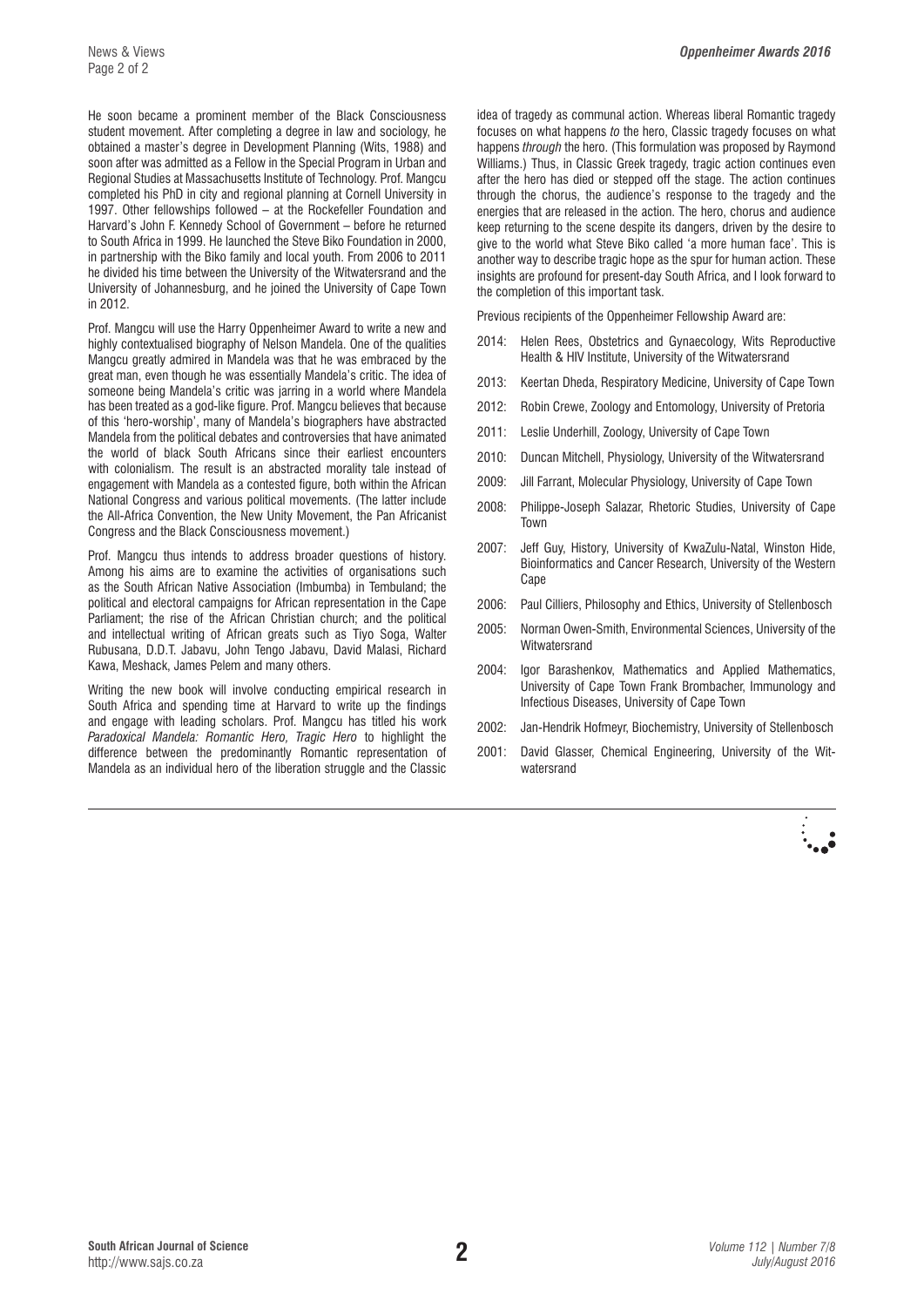He soon became a prominent member of the Black Consciousness student movement. After completing a degree in law and sociology, he obtained a master's degree in Development Planning (Wits, 1988) and soon after was admitted as a Fellow in the Special Program in Urban and Regional Studies at Massachusetts Institute of Technology. Prof. Mangcu completed his PhD in city and regional planning at Cornell University in 1997. Other fellowships followed – at the Rockefeller Foundation and Harvard's John F. Kennedy School of Government – before he returned to South Africa in 1999. He launched the Steve Biko Foundation in 2000, in partnership with the Biko family and local youth. From 2006 to 2011 he divided his time between the University of the Witwatersrand and the University of Johannesburg, and he joined the University of Cape Town in 2012.

Prof. Mangcu will use the Harry Oppenheimer Award to write a new and highly contextualised biography of Nelson Mandela. One of the qualities Mangcu greatly admired in Mandela was that he was embraced by the great man, even though he was essentially Mandela's critic. The idea of someone being Mandela's critic was jarring in a world where Mandela has been treated as a god-like figure. Prof. Mangcu believes that because of this 'hero-worship', many of Mandela's biographers have abstracted Mandela from the political debates and controversies that have animated the world of black South Africans since their earliest encounters with colonialism. The result is an abstracted morality tale instead of engagement with Mandela as a contested figure, both within the African National Congress and various political movements. (The latter include the All-Africa Convention, the New Unity Movement, the Pan Africanist Congress and the Black Consciousness movement.)

Prof. Mangcu thus intends to address broader questions of history. Among his aims are to examine the activities of organisations such as the South African Native Association (Imbumba) in Tembuland; the political and electoral campaigns for African representation in the Cape Parliament; the rise of the African Christian church; and the political and intellectual writing of African greats such as Tiyo Soga, Walter Rubusana, D.D.T. Jabavu, John Tengo Jabavu, David Malasi, Richard Kawa, Meshack, James Pelem and many others.

Writing the new book will involve conducting empirical research in South Africa and spending time at Harvard to write up the findings and engage with leading scholars. Prof. Mangcu has titled his work *Paradoxical Mandela: Romantic Hero, Tragic Hero* to highlight the difference between the predominantly Romantic representation of Mandela as an individual hero of the liberation struggle and the Classic idea of tragedy as communal action. Whereas liberal Romantic tragedy focuses on what happens *to* the hero, Classic tragedy focuses on what happens *through* the hero. (This formulation was proposed by Raymond Williams.) Thus, in Classic Greek tragedy, tragic action continues even after the hero has died or stepped off the stage. The action continues through the chorus, the audience's response to the tragedy and the energies that are released in the action. The hero, chorus and audience keep returning to the scene despite its dangers, driven by the desire to give to the world what Steve Biko called 'a more human face'. This is another way to describe tragic hope as the spur for human action. These insights are profound for present-day South Africa, and I look forward to the completion of this important task.

Previous recipients of the Oppenheimer Fellowship Award are:

- 2014: Helen Rees, Obstetrics and Gynaecology, Wits Reproductive Health & HIV Institute, University of the Witwatersrand
- 2013: Keertan Dheda, Respiratory Medicine, University of Cape Town
- 2012: Robin Crewe, Zoology and Entomology, University of Pretoria
- 2011: Leslie Underhill, Zoology, University of Cape Town
- 2010: Duncan Mitchell, Physiology, University of the Witwatersrand
- 2009: Jill Farrant, Molecular Physiology, University of Cape Town
- 2008: Philippe-Joseph Salazar, Rhetoric Studies, University of Cape Town
- 2007: Jeff Guy, History, University of KwaZulu-Natal, Winston Hide, Bioinformatics and Cancer Research, University of the Western Cape
- 2006: Paul Cilliers, Philosophy and Ethics, University of Stellenbosch
- 2005: Norman Owen-Smith, Environmental Sciences, University of the Witwatersrand
- 2004: Igor Barashenkov, Mathematics and Applied Mathematics, University of Cape Town Frank Brombacher, Immunology and Infectious Diseases, University of Cape Town
- 2002: Jan-Hendrik Hofmeyr, Biochemistry, University of Stellenbosch
- 2001: David Glasser, Chemical Engineering, University of the Witwatersrand